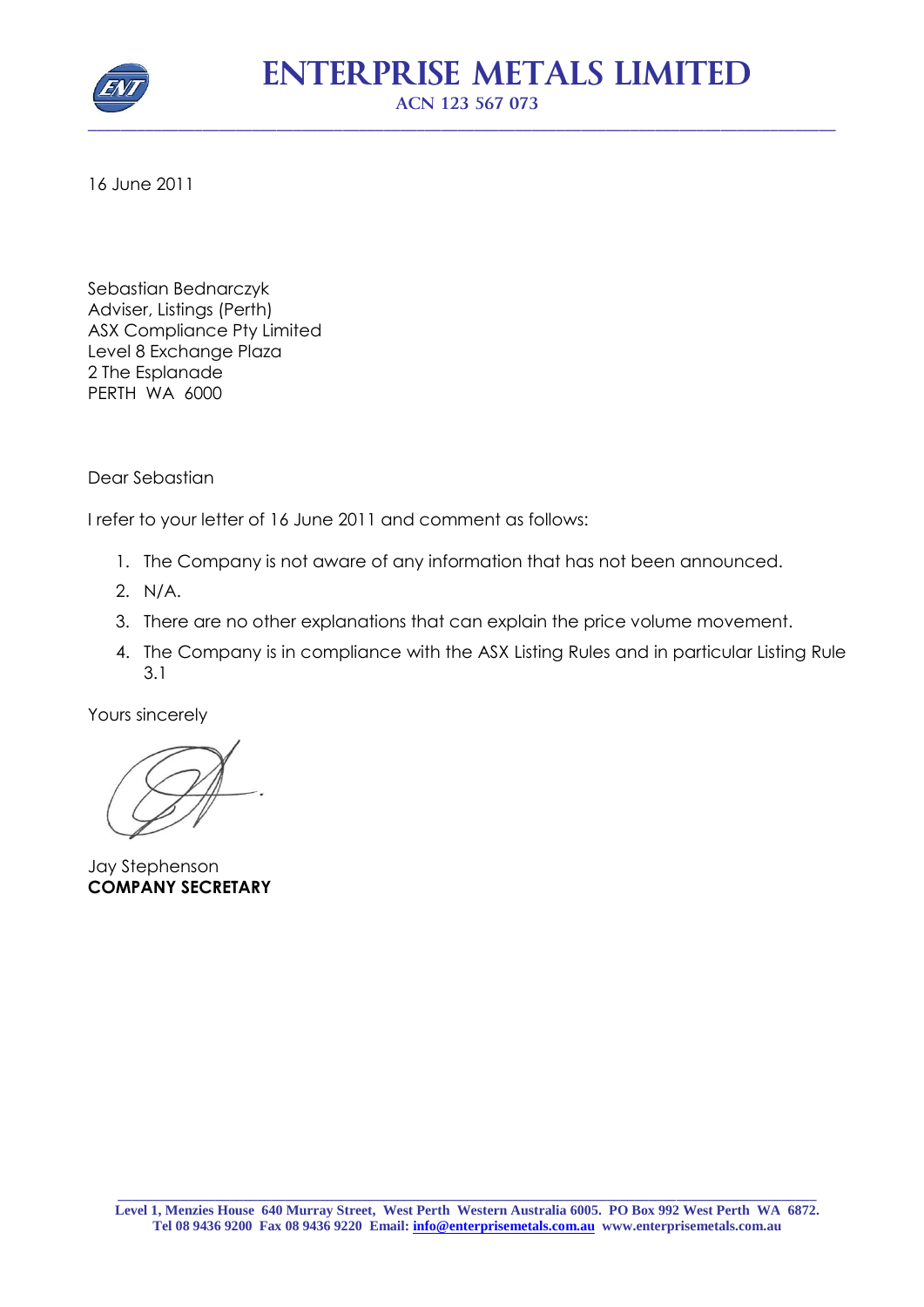# ENTERPRISE METALS LIMITED

ACN 123 567 073

16 June 2011

Sebastian Bednarczyk
Adviser, Listings (Perth)
ASX Compliance Pty Limited
Level 8 Exchange Plaza
2 The Esplanade
PERTH WA 6000

Dear Sebastian

I refer to your letter of 16 June 2011 and comment as follows:

1. The Company is not aware of any information that has not been announced.
2. N/A.
3. There are no other explanations that can explain the price volume movement.
4. The Company is in compliance with the ASX Listing Rules and in particular Listing Rule 3.1

Yours sincerely

Jay Stephenson
**COMPANY SECRETARY**

Level 1, Menzies House 640 Murray Street, West Perth Western Australia 6005. PO Box 992 West Perth WA 6872.
Tel 08 9436 9200 Fax 08 9436 9220 Email: info@enterprisemetals.com.au www.enterprisemetals.com.au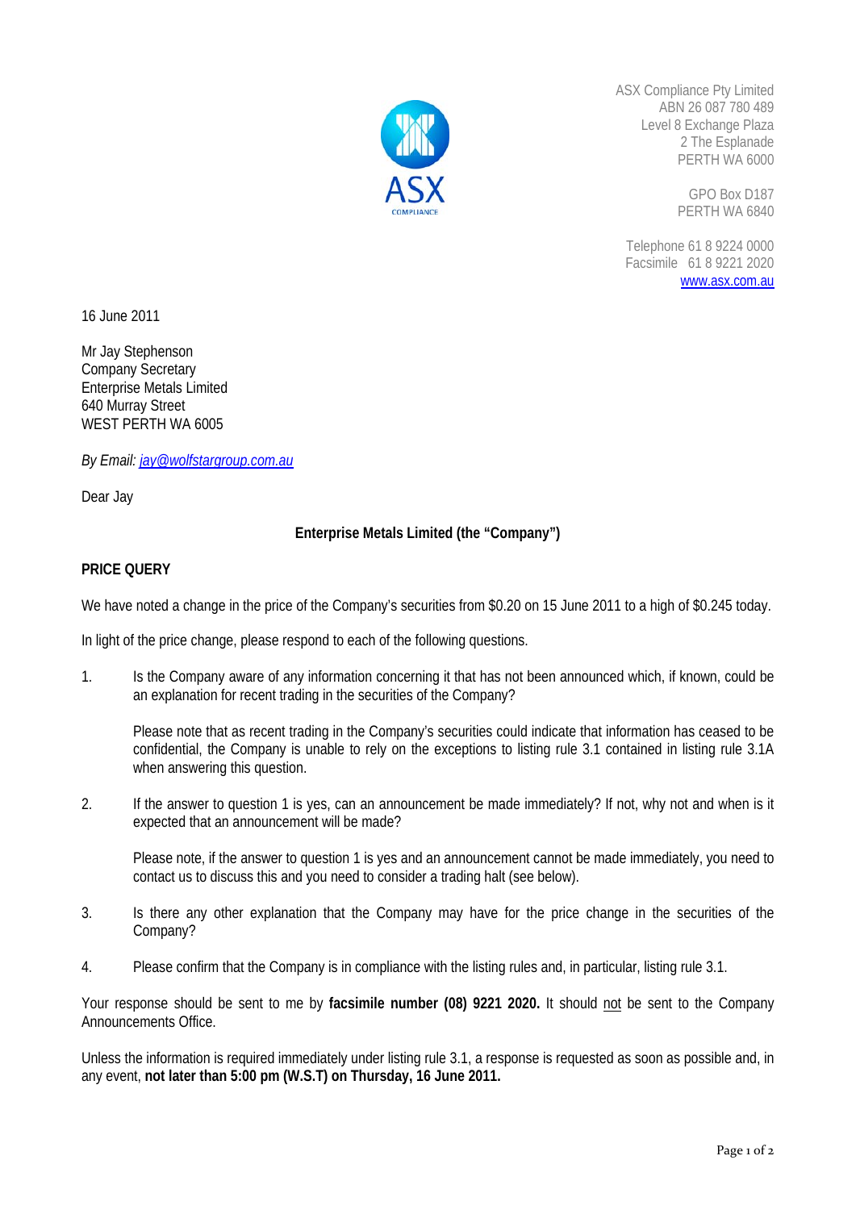ASX Compliance Pty Limited
ABN 26 087 780 489
Level 8 Exchange Plaza
2 The Esplanade
PERTH WA 6000

GPO Box D187
PERTH WA 6840

Telephone 61 8 9224 0000
Facsimile 61 8 9221 2020
www.asx.com.au

16 June 2011

Mr Jay Stephenson
Company Secretary
Enterprise Metals Limited
640 Murray Street
WEST PERTH WA 6005

*By Email: jay@wolfstargroup.com.au*

Dear Jay

**Enterprise Metals Limited (the "Company")**

**PRICE QUERY**

We have noted a change in the price of the Company's securities from $0.20 on 15 June 2011 to a high of $0.245 today.

In light of the price change, please respond to each of the following questions.

1. Is the Company aware of any information concerning it that has not been announced which, if known, could be an explanation for recent trading in the securities of the Company?

   Please note that as recent trading in the Company's securities could indicate that information has ceased to be confidential, the Company is unable to rely on the exceptions to listing rule 3.1 contained in listing rule 3.1A when answering this question.

2. If the answer to question 1 is yes, can an announcement be made immediately? If not, why not and when is it expected that an announcement will be made?

   Please note, if the answer to question 1 is yes and an announcement cannot be made immediately, you need to contact us to discuss this and you need to consider a trading halt (see below).

3. Is there any other explanation that the Company may have for the price change in the securities of the Company?

4. Please confirm that the Company is in compliance with the listing rules and, in particular, listing rule 3.1.

Your response should be sent to me by **facsimile number (08) 9221 2020.** It should not be sent to the Company Announcements Office.

Unless the information is required immediately under listing rule 3.1, a response is requested as soon as possible and, in any event, **not later than 5:00 pm (W.S.T) on Thursday, 16 June 2011.**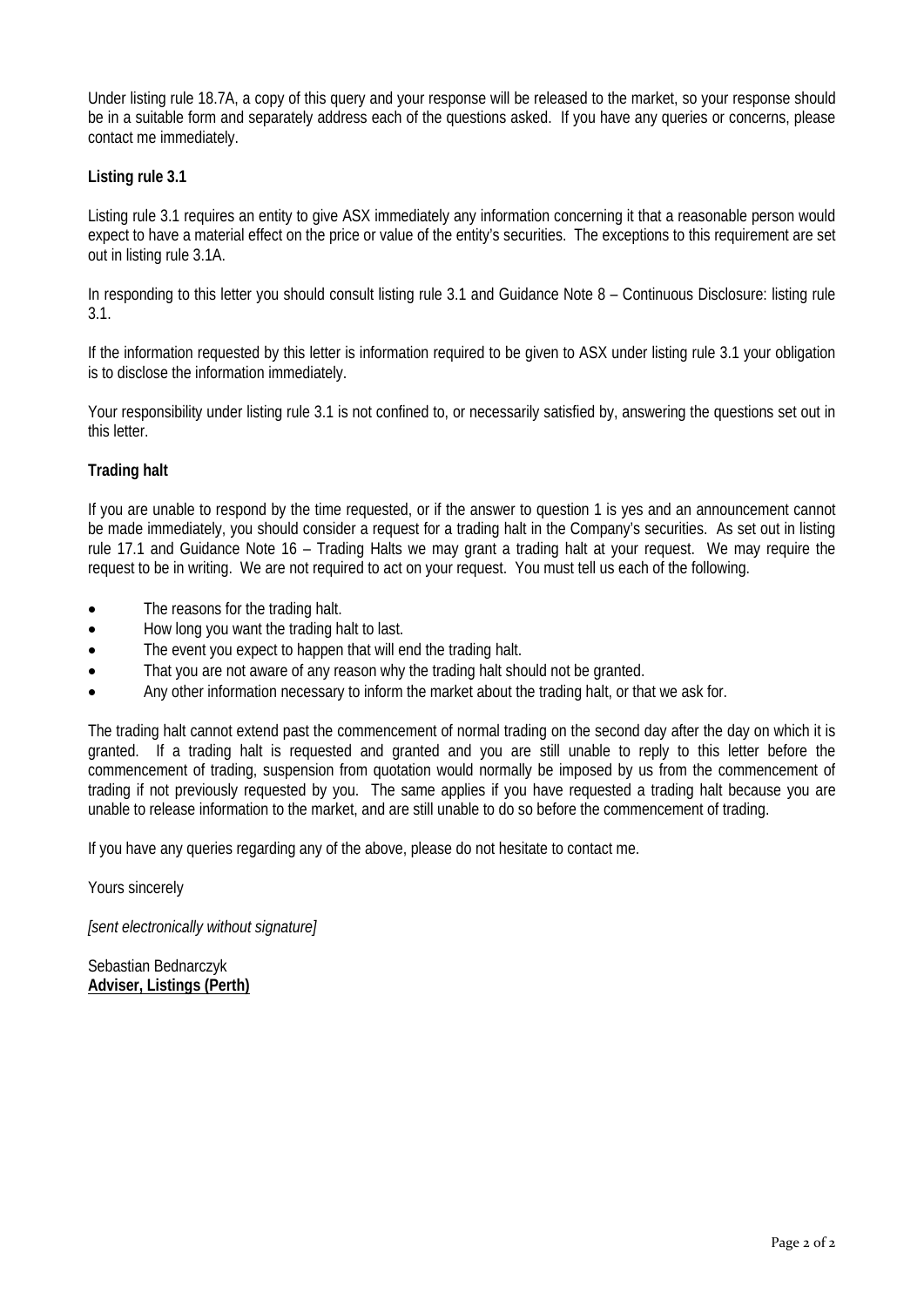Under listing rule 18.7A, a copy of this query and your response will be released to the market, so your response should be in a suitable form and separately address each of the questions asked. If you have any queries or concerns, please contact me immediately.

**Listing rule 3.1**

Listing rule 3.1 requires an entity to give ASX immediately any information concerning it that a reasonable person would expect to have a material effect on the price or value of the entity's securities. The exceptions to this requirement are set out in listing rule 3.1A.

In responding to this letter you should consult listing rule 3.1 and Guidance Note 8 – Continuous Disclosure: listing rule 3.1.

If the information requested by this letter is information required to be given to ASX under listing rule 3.1 your obligation is to disclose the information immediately.

Your responsibility under listing rule 3.1 is not confined to, or necessarily satisfied by, answering the questions set out in this letter.

**Trading halt**

If you are unable to respond by the time requested, or if the answer to question 1 is yes and an announcement cannot be made immediately, you should consider a request for a trading halt in the Company's securities. As set out in listing rule 17.1 and Guidance Note 16 – Trading Halts we may grant a trading halt at your request. We may require the request to be in writing. We are not required to act on your request. You must tell us each of the following.

- The reasons for the trading halt.
- How long you want the trading halt to last.
- The event you expect to happen that will end the trading halt.
- That you are not aware of any reason why the trading halt should not be granted.
- Any other information necessary to inform the market about the trading halt, or that we ask for.

The trading halt cannot extend past the commencement of normal trading on the second day after the day on which it is granted. If a trading halt is requested and granted and you are still unable to reply to this letter before the commencement of trading, suspension from quotation would normally be imposed by us from the commencement of trading if not previously requested by you. The same applies if you have requested a trading halt because you are unable to release information to the market, and are still unable to do so before the commencement of trading.

If you have any queries regarding any of the above, please do not hesitate to contact me.

Yours sincerely

*[sent electronically without signature]*

Sebastian Bednarczyk
**Adviser, Listings (Perth)**